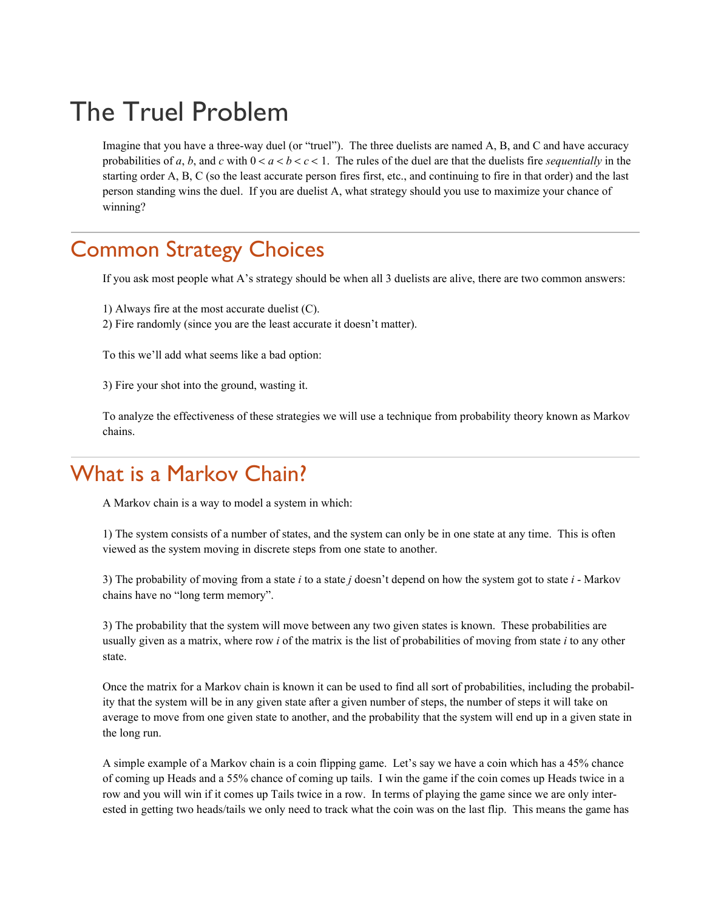# The Truel Problem

Imagine that you have a three-way duel (or "truel"). The three duelists are named A, B, and C and have accuracy probabilities of $a$, $b$, and $c$ with $0 < a < b < c < 1$. The rules of the duel are that the duelists fire *sequentially* in the starting order A, B, C (so the least accurate person fires first, etc., and continuing to fire in that order) and the last person standing wins the duel. If you are duelist A, what strategy should you use to maximize your chance of winning?

## Common Strategy Choices

If you ask most people what A's strategy should be when all 3 duelists are alive, there are two common answers:

1) Always fire at the most accurate duelist (C).
2) Fire randomly (since you are the least accurate it doesn't matter).

To this we'll add what seems like a bad option:

3) Fire your shot into the ground, wasting it.

To analyze the effectiveness of these strategies we will use a technique from probability theory known as Markov chains.

## What is a Markov Chain?

A Markov chain is a way to model a system in which:

1) The system consists of a number of states, and the system can only be in one state at any time. This is often viewed as the system moving in discrete steps from one state to another.

3) The probability of moving from a state $i$ to a state $j$ doesn't depend on how the system got to state $i$ - Markov chains have no "long term memory".

3) The probability that the system will move between any two given states is known. These probabilities are usually given as a matrix, where row $i$ of the matrix is the list of probabilities of moving from state $i$ to any other state.

Once the matrix for a Markov chain is known it can be used to find all sort of probabilities, including the probability that the system will be in any given state after a given number of steps, the number of steps it will take on average to move from one given state to another, and the probability that the system will end up in a given state in the long run.

A simple example of a Markov chain is a coin flipping game. Let's say we have a coin which has a 45% chance of coming up Heads and a 55% chance of coming up tails. I win the game if the coin comes up Heads twice in a row and you will win if it comes up Tails twice in a row. In terms of playing the game since we are only interested in getting two heads/tails we only need to track what the coin was on the last flip. This means the game has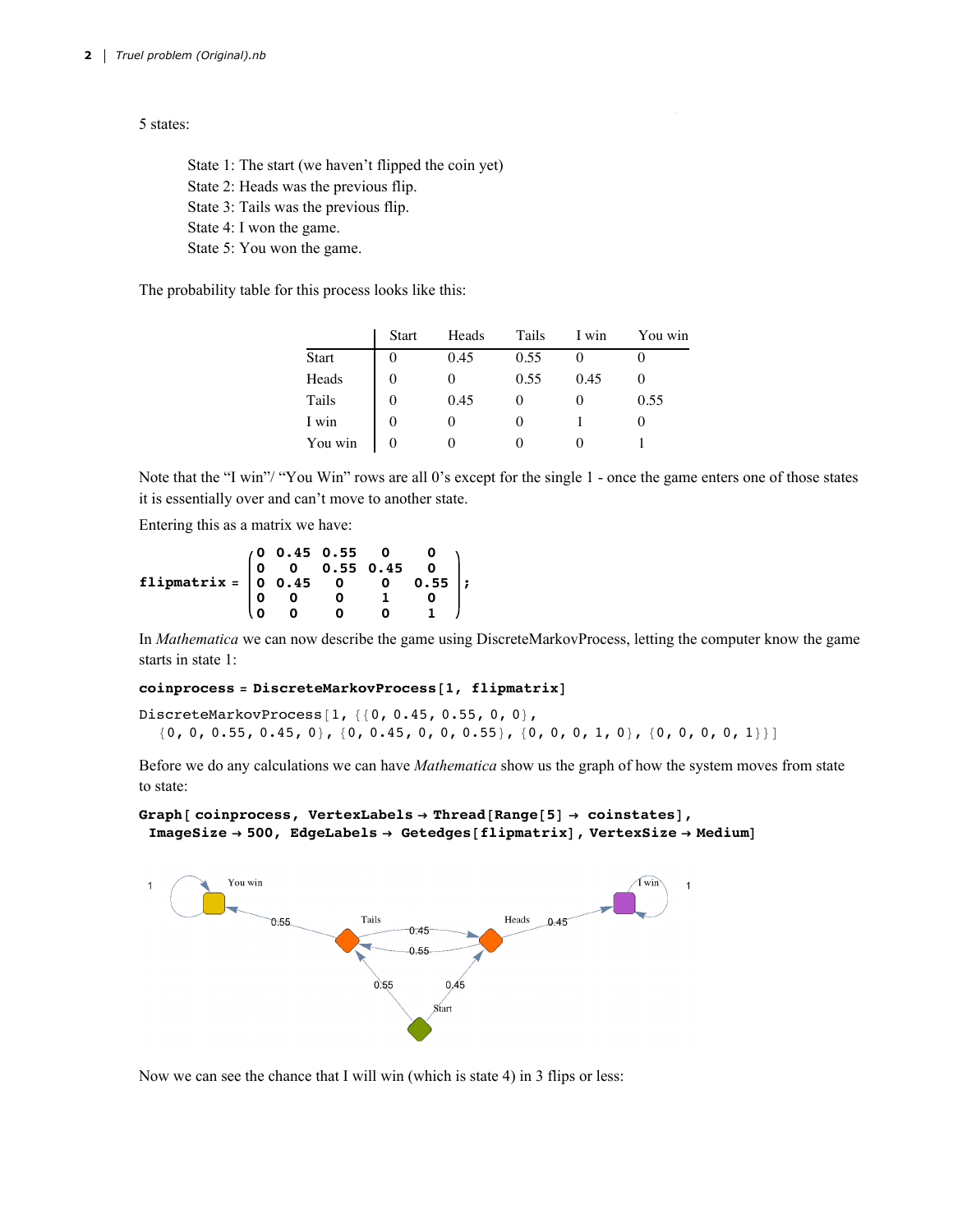5 states:

State 1: The start (we haven't flipped the coin yet)
State 2: Heads was the previous flip.
State 3: Tails was the previous flip.
State 4: I won the game.
State 5: You won the game.

The probability table for this process looks like this:

| | Start | Heads | Tails | I win | You win |
|---|---|---|---|---|---|
| Start | 0 | 0.45 | 0.55 | 0 | 0 |
| Heads | 0 | 0 | 0.55 | 0.45 | 0 |
| Tails | 0 | 0.45 | 0 | 0 | 0.55 |
| I win | 0 | 0 | 0 | 1 | 0 |
| You win | 0 | 0 | 0 | 0 | 1 |

Note that the "I win"/ "You Win" rows are all 0's except for the single 1 - once the game enters one of those states it is essentially over and can't move to another state.

Entering this as a matrix we have:

$$\textbf{flipmatrix} = \begin{pmatrix} 0 & 0.45 & 0.55 & 0 & 0 \\ 0 & 0 & 0.55 & 0.45 & 0 \\ 0 & 0.45 & 0 & 0 & 0.55 \\ 0 & 0 & 0 & 1 & 0 \\ 0 & 0 & 0 & 0 & 1 \end{pmatrix};$$

In *Mathematica* we can now describe the game using DiscreteMarkovProcess, letting the computer know the game starts in state 1:

```
coinprocess = DiscreteMarkovProcess[1, flipmatrix]
```

```
DiscreteMarkovProcess[1, {{0, 0.45, 0.55, 0, 0},
  {0, 0, 0.55, 0.45, 0}, {0, 0.45, 0, 0, 0.55}, {0, 0, 0, 1, 0}, {0, 0, 0, 0, 1}}]
```

Before we do any calculations we can have *Mathematica* show us the graph of how the system moves from state to state:

```
Graph[ coinprocess, VertexLabels → Thread[Range[5] → coinstates],
 ImageSize → 500, EdgeLabels → Getedges[flipmatrix], VertexSize → Medium]
```

Now we can see the chance that I will win (which is state 4) in 3 flips or less: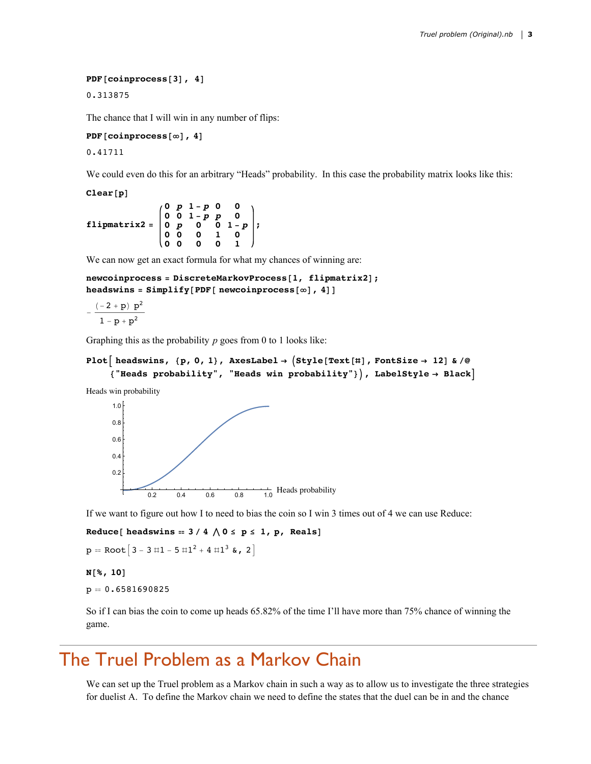```
PDF[coinprocess[3], 4]
```

```
0.313875
```

The chance that I will win in any number of flips:

```
PDF[coinprocess[∞], 4]
```

```
0.41711
```

We could even do this for an arbitrary "Heads" probability. In this case the probability matrix looks like this:

```
Clear[p]
```

$$\text{flipmatrix2} = \begin{pmatrix} 0 & p & 1-p & 0 & 0 \\ 0 & 0 & 1-p & p & 0 \\ 0 & p & 0 & 0 & 1-p \\ 0 & 0 & 0 & 1 & 0 \\ 0 & 0 & 0 & 0 & 1 \end{pmatrix};$$

We can now get an exact formula for what my chances of winning are:

```
newcoinprocess = DiscreteMarkovProcess[1, flipmatrix2];
headswins = Simplify[PDF[ newcoinprocess[∞], 4]]
```

$$-\frac{(-2+p)\,p^2}{1-p+p^2}$$

Graphing this as the probability $p$ goes from 0 to 1 looks like:

```
Plot[ headswins, {p, 0, 1}, AxesLabel → (Style[Text[#], FontSize → 12] & /@
    {"Heads probability", "Heads win probability"}), LabelStyle → Black]
```

If we want to figure out how I to need to bias the coin so I win 3 times out of 4 we can use Reduce:

```
Reduce[ headswins == 3 / 4 ⋀ 0 ≤ p ≤ 1, p, Reals]
```

$$p == \text{Root}\left[3 - 3\,\#1 - 5\,\#1^2 + 4\,\#1^3\ \&,\ 2\right]$$

```
N[%, 10]
```

```
p == 0.6581690825
```

So if I can bias the coin to come up heads 65.82% of the time I'll have more than 75% chance of winning the game.

# The Truel Problem as a Markov Chain

We can set up the Truel problem as a Markov chain in such a way as to allow us to investigate the three strategies for duelist A. To define the Markov chain we need to define the states that the duel can be in and the chance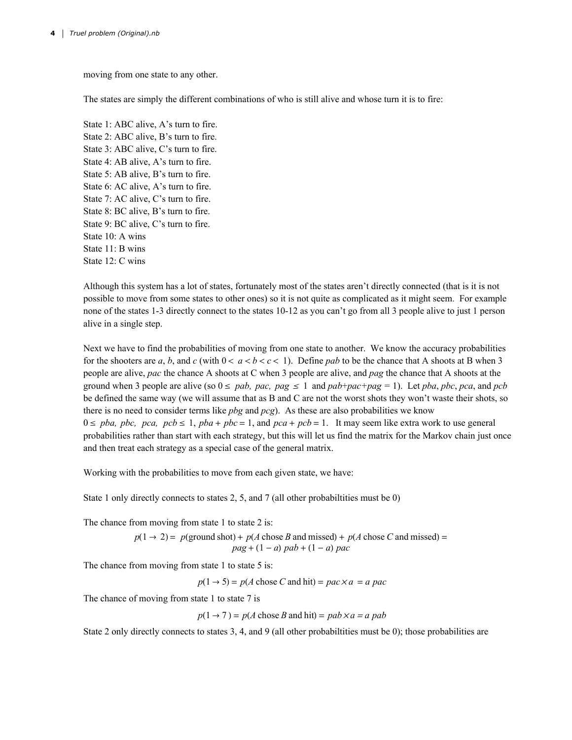moving from one state to any other.

The states are simply the different combinations of who is still alive and whose turn it is to fire:

State 1: ABC alive, A's turn to fire.
State 2: ABC alive, B's turn to fire.
State 3: ABC alive, C's turn to fire.
State 4: AB alive, A's turn to fire.
State 5: AB alive, B's turn to fire.
State 6: AC alive, A's turn to fire.
State 7: AC alive, C's turn to fire.
State 8: BC alive, B's turn to fire.
State 9: BC alive, C's turn to fire.
State 10: A wins
State 11: B wins
State 12: C wins

Although this system has a lot of states, fortunately most of the states aren't directly connected (that is it is not possible to move from some states to other ones) so it is not quite as complicated as it might seem. For example none of the states 1-3 directly connect to the states 10-12 as you can't go from all 3 people alive to just 1 person alive in a single step.

Next we have to find the probabilities of moving from one state to another. We know the accuracy probabilities for the shooters are $a$, $b$, and $c$ (with $0 < a < b < c < 1$). Define $pab$ to be the chance that A shoots at B when 3 people are alive, $pac$ the chance A shoots at C when 3 people are alive, and $pag$ the chance that A shoots at the ground when 3 people are alive (so $0 \leq pab, pac, pag \leq 1$ and $pab+pac+pag = 1$). Let $pba$, $pbc$, $pca$, and $pcb$ be defined the same way (we will assume that as B and C are not the worst shots they won't waste their shots, so there is no need to consider terms like $pbg$ and $pcg$). As these are also probabilities we know $0 \leq pba, pbc, pca, pcb \leq 1$, $pba + pbc = 1$, and $pca + pcb = 1$. It may seem like extra work to use general probabilities rather than start with each strategy, but this will let us find the matrix for the Markov chain just once and then treat each strategy as a special case of the general matrix.

Working with the probabilities to move from each given state, we have:

State 1 only directly connects to states 2, 5, and 7 (all other probabiltities must be 0)

The chance from moving from state 1 to state 2 is:

$$p(1 \to 2) = p(\text{ground shot}) + p(A \text{ chose } B \text{ and missed}) + p(A \text{ chose } C \text{ and missed}) = pag + (1-a)\, pab + (1-a)\, pac$$

The chance from moving from state 1 to state 5 is:

$$p(1 \to 5) = p(A \text{ chose } C \text{ and hit}) = pac \times a = a\, pac$$

The chance of moving from state 1 to state 7 is

$$p(1 \to 7) = p(A \text{ chose } B \text{ and hit}) = pab \times a = a\, pab$$

State 2 only directly connects to states 3, 4, and 9 (all other probabiltities must be 0); those probabilities are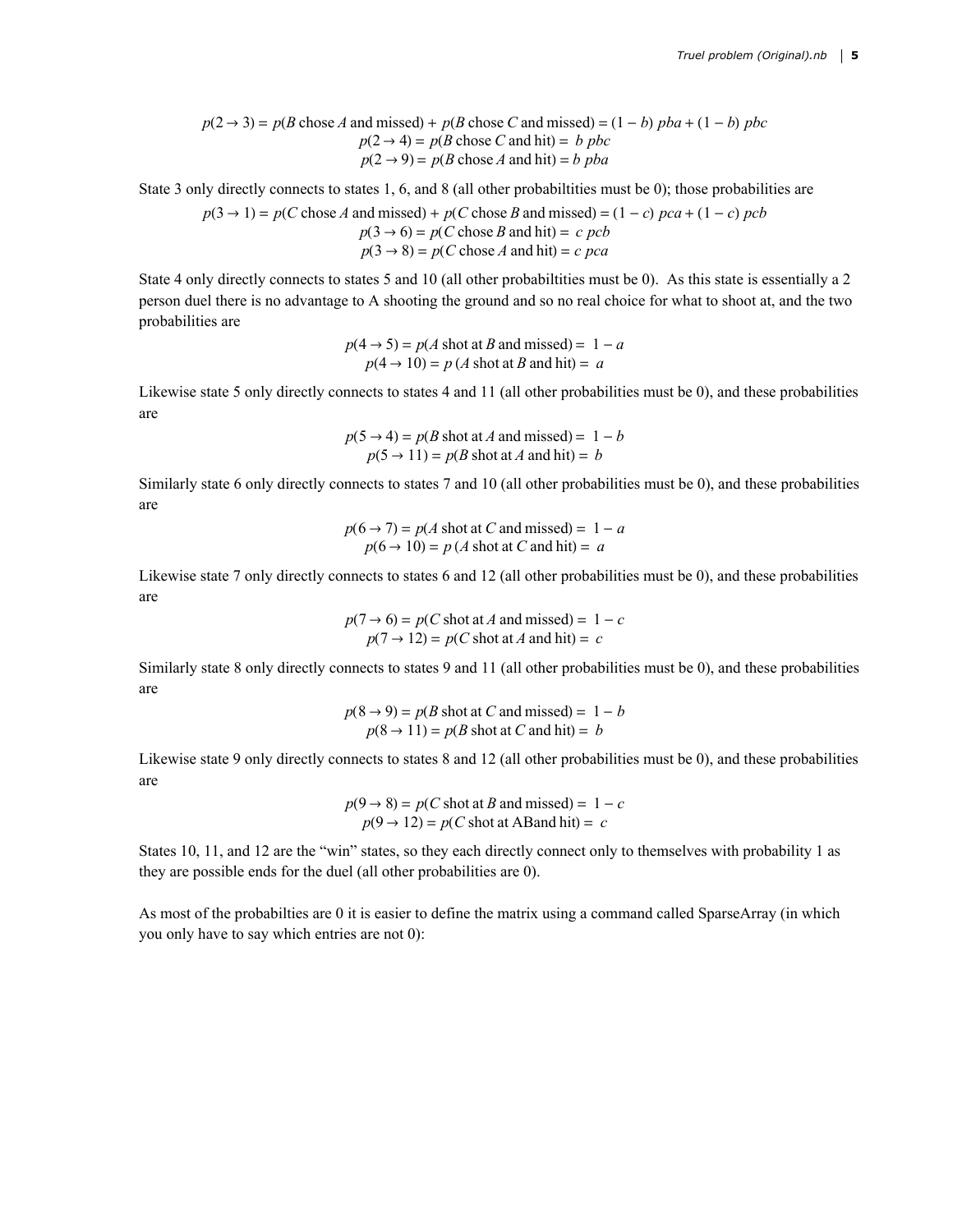$$p(2 \to 3) = p(B \text{ chose } A \text{ and missed}) + p(B \text{ chose } C \text{ and missed}) = (1 - b)\, pba + (1 - b)\, pbc$$
$$p(2 \to 4) = p(B \text{ chose } C \text{ and hit}) = b\, pbc$$
$$p(2 \to 9) = p(B \text{ chose } A \text{ and hit}) = b\, pba$$

State 3 only directly connects to states 1, 6, and 8 (all other probabiltities must be 0); those probabilities are

$$p(3 \to 1) = p(C \text{ chose } A \text{ and missed}) + p(C \text{ chose } B \text{ and missed}) = (1 - c)\, pca + (1 - c)\, pcb$$
$$p(3 \to 6) = p(C \text{ chose } B \text{ and hit}) = c\, pcb$$
$$p(3 \to 8) = p(C \text{ chose } A \text{ and hit}) = c\, pca$$

State 4 only directly connects to states 5 and 10 (all other probabiltities must be 0). As this state is essentially a 2 person duel there is no advantage to A shooting the ground and so no real choice for what to shoot at, and the two probabilities are

$$p(4 \to 5) = p(A \text{ shot at } B \text{ and missed}) = 1 - a$$
$$p(4 \to 10) = p\,(A \text{ shot at } B \text{ and hit}) = a$$

Likewise state 5 only directly connects to states 4 and 11 (all other probabilities must be 0), and these probabilities are

$$p(5 \to 4) = p(B \text{ shot at } A \text{ and missed}) = 1 - b$$
$$p(5 \to 11) = p(B \text{ shot at } A \text{ and hit}) = b$$

Similarly state 6 only directly connects to states 7 and 10 (all other probabilities must be 0), and these probabilities are

$$p(6 \to 7) = p(A \text{ shot at } C \text{ and missed}) = 1 - a$$
$$p(6 \to 10) = p\,(A \text{ shot at } C \text{ and hit}) = a$$

Likewise state 7 only directly connects to states 6 and 12 (all other probabilities must be 0), and these probabilities are

$$p(7 \to 6) = p(C \text{ shot at } A \text{ and missed}) = 1 - c$$
$$p(7 \to 12) = p(C \text{ shot at } A \text{ and hit}) = c$$

Similarly state 8 only directly connects to states 9 and 11 (all other probabilities must be 0), and these probabilities are

$$p(8 \to 9) = p(B \text{ shot at } C \text{ and missed}) = 1 - b$$
$$p(8 \to 11) = p(B \text{ shot at } C \text{ and hit}) = b$$

Likewise state 9 only directly connects to states 8 and 12 (all other probabilities must be 0), and these probabilities are

$$p(9 \to 8) = p(C \text{ shot at } B \text{ and missed}) = 1 - c$$
$$p(9 \to 12) = p(C \text{ shot at ABand hit}) = c$$

States 10, 11, and 12 are the "win" states, so they each directly connect only to themselves with probability 1 as they are possible ends for the duel (all other probabilities are 0).

As most of the probabilties are 0 it is easier to define the matrix using a command called SparseArray (in which you only have to say which entries are not 0):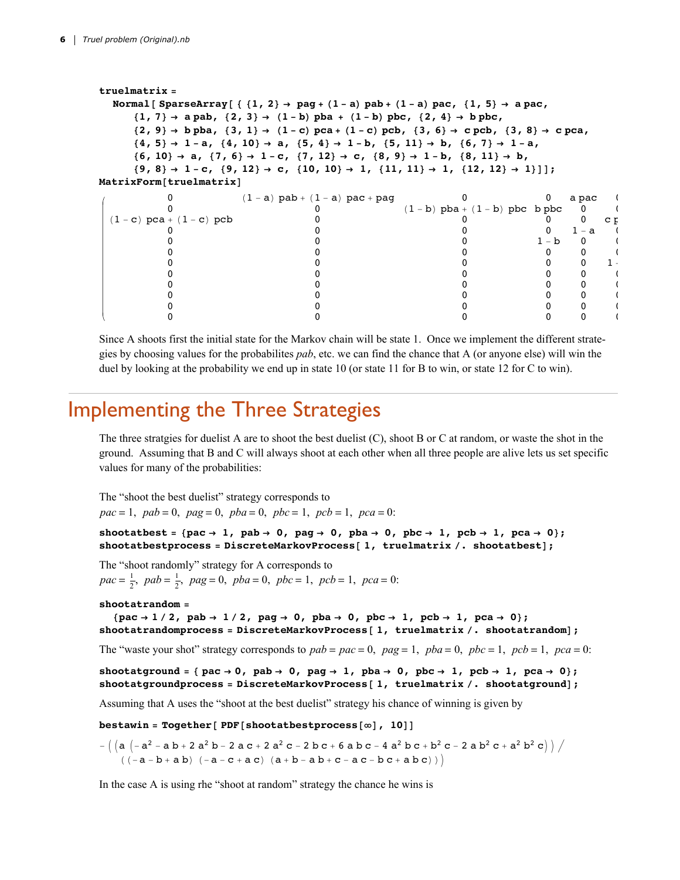```
truelmatrix =
  Normal[SparseArray[{{1, 2} → pag + (1 - a) pab + (1 - a) pac, {1, 5} → a pac,
     {1, 7} → a pab, {2, 3} → (1 - b) pba + (1 - b) pbc, {2, 4} → b pbc,
     {2, 9} → b pba, {3, 1} → (1 - c) pca + (1 - c) pcb, {3, 6} → c pcb, {3, 8} → c pca,
     {4, 5} → 1 - a, {4, 10} → a, {5, 4} → 1 - b, {5, 11} → b, {6, 7} → 1 - a,
     {6, 10} → a, {7, 6} → 1 - c, {7, 12} → c, {8, 9} → 1 - b, {8, 11} → b,
     {9, 8} → 1 - c, {9, 12} → c, {10, 10} → 1, {11, 11} → 1, {12, 12} → 1}]];
MatrixForm[truelmatrix]
```

$$\begin{pmatrix} 0 & (1-a)\,pab + (1-a)\,pac + pag & 0 & 0 & a\,pac & ( \\ 0 & 0 & (1-b)\,pba + (1-b)\,pbc & b\,pbc & 0 & ( \\ (1-c)\,pca + (1-c)\,pcb & 0 & 0 & 0 & 0 & c\,p \\ 0 & 0 & 0 & 0 & 1-a & ( \\ 0 & 0 & 0 & 1-b & 0 & ( \\ 0 & 0 & 0 & 0 & 0 & ( \\ 0 & 0 & 0 & 0 & 0 & 1- \\ 0 & 0 & 0 & 0 & 0 & ( \\ 0 & 0 & 0 & 0 & 0 & ( \\ 0 & 0 & 0 & 0 & 0 & ( \\ 0 & 0 & 0 & 0 & 0 & ( \\ 0 & 0 & 0 & 0 & 0 & ( \end{pmatrix}$$

Since A shoots first the initial state for the Markov chain will be state 1. Once we implement the different strategies by choosing values for the probabilites *pab*, etc. we can find the chance that A (or anyone else) will win the duel by looking at the probability we end up in state 10 (or state 11 for B to win, or state 12 for C to win).

# Implementing the Three Strategies

The three stratgies for duelist A are to shoot the best duelist (C), shoot B or C at random, or waste the shot in the ground. Assuming that B and C will always shoot at each other when all three people are alive lets us set specific values for many of the probabilities:

The "shoot the best duelist" strategy corresponds to
$pac = 1,\ pab = 0,\ pag = 0,\ pba = 0,\ pbc = 1,\ pcb = 1,\ pca = 0$:

```
shootatbest = {pac → 1, pab → 0, pag → 0, pba → 0, pbc → 1, pcb → 1, pca → 0};
shootatbestprocess = DiscreteMarkovProcess[1, truelmatrix /. shootatbest];
```

The "shoot randomly" strategy for A corresponds to
$pac = \frac{1}{2},\ pab = \frac{1}{2},\ pag = 0,\ pba = 0,\ pbc = 1,\ pcb = 1,\ pca = 0$:

```
shootatrandom =
  {pac → 1/2, pab → 1/2, pag → 0, pba → 0, pbc → 1, pcb → 1, pca → 0};
shootatrandomprocess = DiscreteMarkovProcess[1, truelmatrix /. shootatrandom];
```

The "waste your shot" strategy corresponds to $pab = pac = 0,\ pag = 1,\ pba = 0,\ pbc = 1,\ pcb = 1,\ pca = 0$:

```
shootatground = {pac → 0, pab → 0, pag → 1, pba → 0, pbc → 1, pcb → 1, pca → 0};
shootatgroundprocess = DiscreteMarkovProcess[1, truelmatrix /. shootatground];
```

Assuming that A uses the "shoot at the best duelist" strategy his chance of winning is given by

```
bestawin = Together[PDF[shootatbestprocess[∞], 10]]
```

$$-\left(\left(a\left(-a^2 - a\,b + 2\,a^2\,b - 2\,a\,c + 2\,a^2\,c - 2\,b\,c + 6\,a\,b\,c - 4\,a^2\,b\,c + b^2\,c - 2\,a\,b^2\,c + a^2\,b^2\,c\right)\right) \Big/ \left((-a - b + a\,b)\,(-a - c + a\,c)\,(a + b - a\,b + c - a\,c - b\,c + a\,b\,c)\right)\right)$$

In the case A is using rhe "shoot at random" strategy the chance he wins is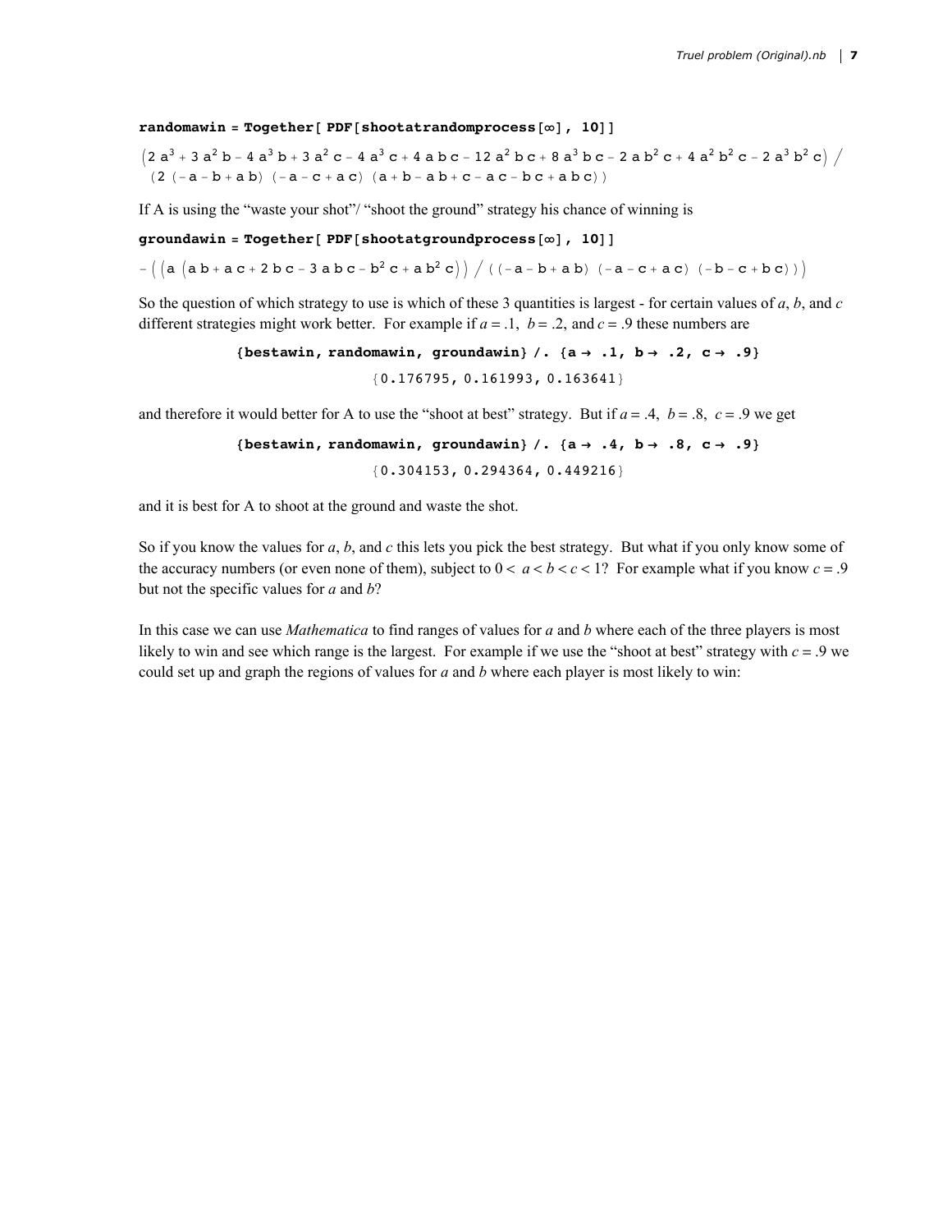```
randomawin = Together[ PDF[shootatrandomprocess[∞], 10]]
```

$$\left(2\,a^3+3\,a^2\,b-4\,a^3\,b+3\,a^2\,c-4\,a^3\,c+4\,a\,b\,c-12\,a^2\,b\,c+8\,a^3\,b\,c-2\,a\,b^2\,c+4\,a^2\,b^2\,c-2\,a^3\,b^2\,c\right)\Big/\left(2\,(-a-b+a\,b)\,(-a-c+a\,c)\,(a+b-a\,b+c-a\,c-b\,c+a\,b\,c)\right)$$

If A is using the "waste your shot"/ "shoot the ground" strategy his chance of winning is

```
groundawin = Together[ PDF[shootatgroundprocess[∞], 10]]
```

$$-\left(\left(a\,\left(a\,b+a\,c+2\,b\,c-3\,a\,b\,c-b^2\,c+a\,b^2\,c\right)\right)\Big/\left((-a-b+a\,b)\,(-a-c+a\,c)\,(-b-c+b\,c)\right)\right)$$

So the question of which strategy to use is which of these 3 quantities is largest - for certain values of $a$, $b$, and $c$ different strategies might work better. For example if $a = .1$, $b = .2$, and $c = .9$ these numbers are

```
{bestawin, randomawin, groundawin} /. {a → .1, b → .2, c → .9}
{0.176795, 0.161993, 0.163641}
```

and therefore it would better for A to use the "shoot at best" strategy. But if $a = .4$, $b = .8$, $c = .9$ we get

```
{bestawin, randomawin, groundawin} /. {a → .4, b → .8, c → .9}
{0.304153, 0.294364, 0.449216}
```

and it is best for A to shoot at the ground and waste the shot.

So if you know the values for $a$, $b$, and $c$ this lets you pick the best strategy. But what if you only know some of the accuracy numbers (or even none of them), subject to $0 < a < b < c < 1$? For example what if you know $c = .9$ but not the specific values for $a$ and $b$?

In this case we can use *Mathematica* to find ranges of values for $a$ and $b$ where each of the three players is most likely to win and see which range is the largest. For example if we use the "shoot at best" strategy with $c = .9$ we could set up and graph the regions of values for $a$ and $b$ where each player is most likely to win: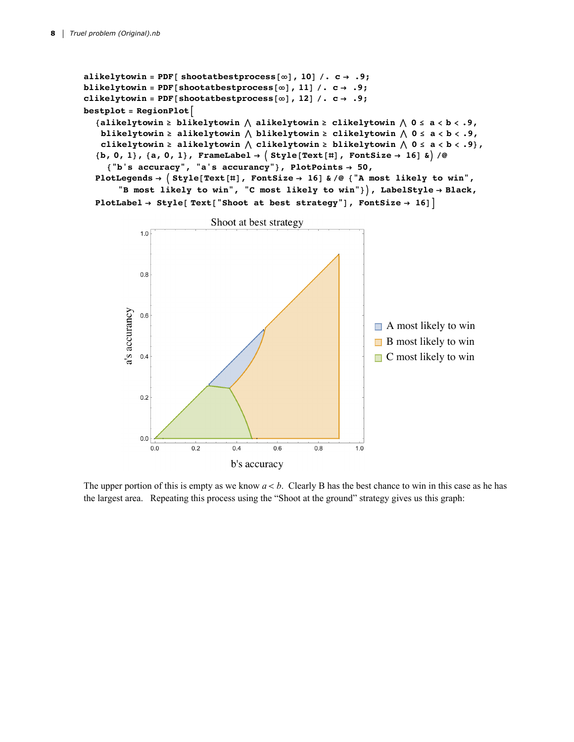```
alikelytowin = PDF[ shootatbestprocess[∞], 10] /. c → .9;
blikelytowin = PDF[shootatbestprocess[∞], 11] /. c → .9;
clikelytowin = PDF[shootatbestprocess[∞], 12] /. c → .9;
bestplot = RegionPlot[
  {alikelytowin ≥ blikelytowin ⋀ alikelytowin ≥ clikelytowin ⋀ 0 ≤ a < b < .9,
   blikelytowin ≥ alikelytowin ⋀ blikelytowin ≥ clikelytowin ⋀ 0 ≤ a < b < .9,
   clikelytowin ≥ alikelytowin ⋀ clikelytowin ≥ blikelytowin ⋀ 0 ≤ a < b < .9},
  {b, 0, 1}, {a, 0, 1}, FrameLabel → (Style[Text[#], FontSize → 16] &) /@
    {"b's accuracy", "a's accurancy"}, PlotPoints → 50,
  PlotLegends → (Style[Text[#], FontSize → 16] & /@ {"A most likely to win",
      "B most likely to win", "C most likely to win"}), LabelStyle → Black,
  PlotLabel → Style[ Text["Shoot at best strategy"], FontSize → 16]]
```

The upper portion of this is empty as we know $a < b$. Clearly B has the best chance to win in this case as he has the largest area. Repeating this process using the "Shoot at the ground" strategy gives us this graph: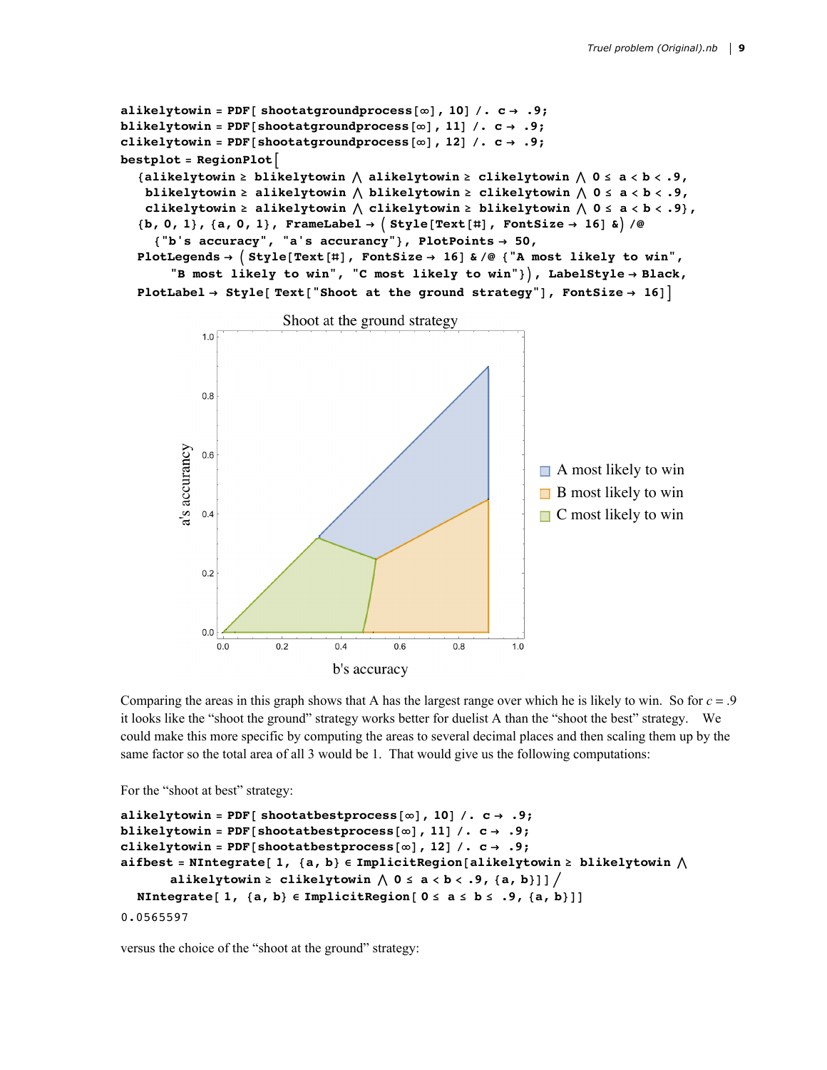```
alikelytowin = PDF[ shootatgroundprocess[∞], 10] /. c → .9;
blikelytowin = PDF[shootatgroundprocess[∞], 11] /. c → .9;
clikelytowin = PDF[shootatgroundprocess[∞], 12] /. c → .9;
bestplot = RegionPlot[
  {alikelytowin ≥ blikelytowin ⋀ alikelytowin ≥ clikelytowin ⋀ 0 ≤ a < b < .9,
   blikelytowin ≥ alikelytowin ⋀ blikelytowin ≥ clikelytowin ⋀ 0 ≤ a < b < .9,
   clikelytowin ≥ alikelytowin ⋀ clikelytowin ≥ blikelytowin ⋀ 0 ≤ a < b < .9},
  {b, 0, 1}, {a, 0, 1}, FrameLabel → (Style[Text[#], FontSize → 16] &) /@
    {"b's accuracy", "a's accurancy"}, PlotPoints → 50,
  PlotLegends → (Style[Text[#], FontSize → 16] & /@ {"A most likely to win",
      "B most likely to win", "C most likely to win"}), LabelStyle → Black,
  PlotLabel → Style[ Text["Shoot at the ground strategy"], FontSize → 16]]
```

Comparing the areas in this graph shows that A has the largest range over which he is likely to win. So for $c = .9$ it looks like the "shoot the ground" strategy works better for duelist A than the "shoot the best" strategy. We could make this more specific by computing the areas to several decimal places and then scaling them up by the same factor so the total area of all 3 would be 1. That would give us the following computations:

For the "shoot at best" strategy:

```
alikelytowin = PDF[ shootatbestprocess[∞], 10] /. c → .9;
blikelytowin = PDF[shootatbestprocess[∞], 11] /. c → .9;
clikelytowin = PDF[shootatbestprocess[∞], 12] /. c → .9;
aifbest = NIntegrate[ 1, {a, b} ∈ ImplicitRegion[alikelytowin ≥ blikelytowin ⋀
      alikelytowin ≥ clikelytowin ⋀ 0 ≤ a < b < .9, {a, b}]] /
  NIntegrate[ 1, {a, b} ∈ ImplicitRegion[ 0 ≤ a ≤ b ≤ .9, {a, b}]]
0.0565597
```

versus the choice of the "shoot at the ground" strategy: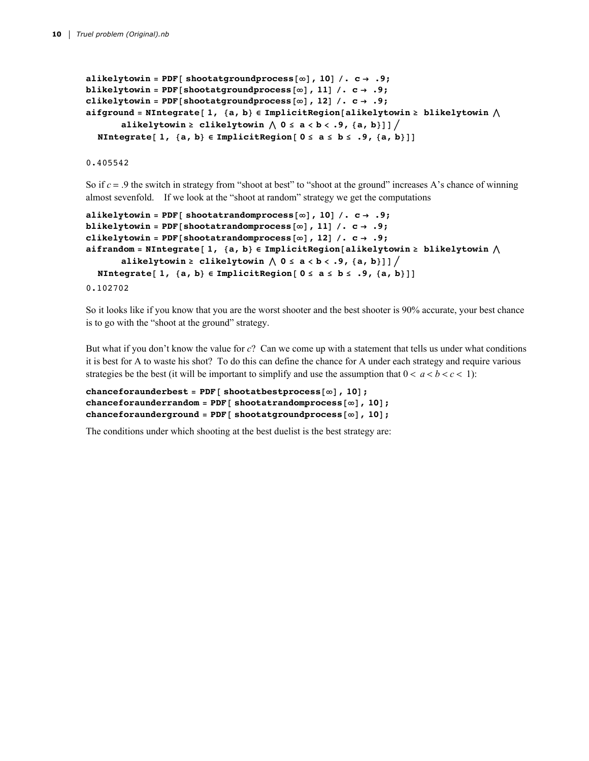```
alikelytowin = PDF[ shootatgroundprocess[∞], 10] /. c → .9;
blikelytowin = PDF[shootatgroundprocess[∞], 11] /. c → .9;
clikelytowin = PDF[shootatgroundprocess[∞], 12] /. c → .9;
aifground = NIntegrate[ 1, {a, b} ∈ ImplicitRegion[alikelytowin ≥ blikelytowin ⋀
      alikelytowin ≥ clikelytowin ⋀ 0 ≤ a < b < .9, {a, b}]] /
  NIntegrate[ 1, {a, b} ∈ ImplicitRegion[ 0 ≤ a ≤ b ≤ .9, {a, b}]]
```

```
0.405542
```

So if $c = .9$ the switch in strategy from "shoot at best" to "shoot at the ground" increases A's chance of winning almost sevenfold.  If we look at the "shoot at random" strategy we get the computations

```
alikelytowin = PDF[ shootatrandomprocess[∞], 10] /. c → .9;
blikelytowin = PDF[shootatrandomprocess[∞], 11] /. c → .9;
clikelytowin = PDF[shootatrandomprocess[∞], 12] /. c → .9;
aifrandom = NIntegrate[ 1, {a, b} ∈ ImplicitRegion[alikelytowin ≥ blikelytowin ⋀
      alikelytowin ≥ clikelytowin ⋀ 0 ≤ a < b < .9, {a, b}]] /
  NIntegrate[ 1, {a, b} ∈ ImplicitRegion[ 0 ≤ a ≤ b ≤ .9, {a, b}]]
```

```
0.102702
```

So it looks like if you know that you are the worst shooter and the best shooter is 90% accurate, your best chance is to go with the "shoot at the ground" strategy.

But what if you don't know the value for $c$? Can we come up with a statement that tells us under what conditions it is best for A to waste his shot? To do this can define the chance for A under each strategy and require various strategies be the best (it will be important to simplify and use the assumption that $0 < a < b < c < 1$):

```
chanceforaunderbest = PDF[ shootatbestprocess[∞], 10];
chanceforaunderrandom = PDF[ shootatrandomprocess[∞], 10];
chanceforaunderground = PDF[ shootatgroundprocess[∞], 10];
```

The conditions under which shooting at the best duelist is the best strategy are: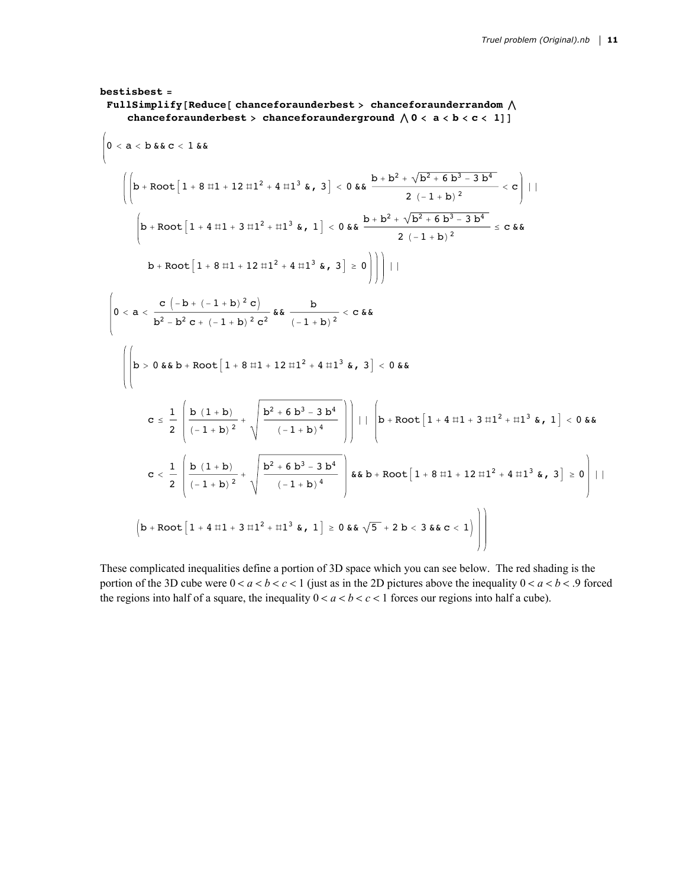```
bestisbest =
 FullSimplify[Reduce[ chanceforaunderbest > chanceforaunderrandom ⋀
    chanceforaunderbest > chanceforaunderground ⋀ 0 < a < b < c < 1]]
```

$$
\Bigg(0 < a < b \;\&\&\; c < 1 \;\&\& \Bigg(\Bigg(b + \text{Root}\left[1 + 8\,\#1 + 12\,\#1^2 + 4\,\#1^3\,\&,\,3\right] < 0 \;\&\&\; \frac{b + b^2 + \sqrt{b^2 + 6\,b^3 - 3\,b^4}}{2\,(-1+b)^2} < c\Bigg) \;||
$$

$$
\Bigg(b + \text{Root}\left[1 + 4\,\#1 + 3\,\#1^2 + \#1^3\,\&,\,1\right] < 0 \;\&\&\; \frac{b + b^2 + \sqrt{b^2 + 6\,b^3 - 3\,b^4}}{2\,(-1+b)^2} \le c \;\&\&
$$

$$
b + \text{Root}\left[1 + 8\,\#1 + 12\,\#1^2 + 4\,\#1^3\,\&,\,3\right] \ge 0\Bigg)\Bigg)\Bigg) \;||
$$

$$
\Bigg(0 < a < \frac{c\left(-b + (-1+b)^2\,c\right)}{b^2 - b^2\,c + (-1+b)^2\,c^2} \;\&\&\; \frac{b}{(-1+b)^2} < c \;\&\&
$$

$$
\Bigg(\Bigg(b > 0 \;\&\&\; b + \text{Root}\left[1 + 8\,\#1 + 12\,\#1^2 + 4\,\#1^3\,\&,\,3\right] < 0 \;\&\&
$$

$$
c \le \frac{1}{2}\left(\frac{b\,(1+b)}{(-1+b)^2} + \sqrt{\frac{b^2 + 6\,b^3 - 3\,b^4}{(-1+b)^4}}\right)\Bigg) \;||\; \Bigg(b + \text{Root}\left[1 + 4\,\#1 + 3\,\#1^2 + \#1^3\,\&,\,1\right] < 0 \;\&\&
$$

$$
c < \frac{1}{2}\left(\frac{b\,(1+b)}{(-1+b)^2} + \sqrt{\frac{b^2 + 6\,b^3 - 3\,b^4}{(-1+b)^4}}\right) \;\&\&\; b + \text{Root}\left[1 + 8\,\#1 + 12\,\#1^2 + 4\,\#1^3\,\&,\,3\right] \ge 0\Bigg) \;||
$$

$$
\left(b + \text{Root}\left[1 + 4\,\#1 + 3\,\#1^2 + \#1^3\,\&,\,1\right] \ge 0 \;\&\&\; \sqrt{5} + 2\,b < 3 \;\&\&\; c < 1\right)\Bigg)\Bigg)
$$

These complicated inequalities define a portion of 3D space which you can see below. The red shading is the portion of the 3D cube were $0 < a < b < c < 1$ (just as in the 2D pictures above the inequality $0 < a < b < .9$ forced the regions into half of a square, the inequality $0 < a < b < c < 1$ forces our regions into half a cube).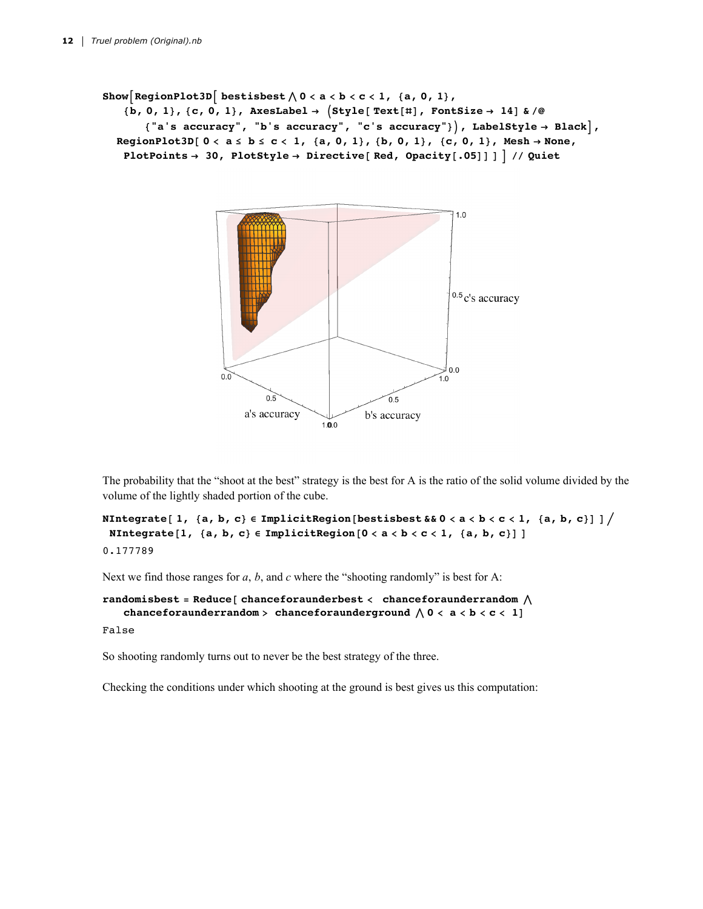```
Show[RegionPlot3D[ bestisbest ∧ 0 < a < b < c < 1, {a, 0, 1},
   {b, 0, 1}, {c, 0, 1}, AxesLabel → (Style[ Text[#], FontSize → 14] & /@
      {"a's accuracy", "b's accuracy", "c's accuracy"}), LabelStyle → Black],
  RegionPlot3D[ 0 < a ≤ b ≤ c < 1, {a, 0, 1}, {b, 0, 1}, {c, 0, 1}, Mesh → None,
   PlotPoints → 30, PlotStyle → Directive[ Red, Opacity[.05]] ] ] // Quiet
```

The probability that the "shoot at the best" strategy is the best for A is the ratio of the solid volume divided by the volume of the lightly shaded portion of the cube.

```
NIntegrate[ 1, {a, b, c} ∈ ImplicitRegion[bestisbest && 0 < a < b < c < 1, {a, b, c}] ] /
 NIntegrate[1, {a, b, c} ∈ ImplicitRegion[0 < a < b < c < 1, {a, b, c}] ]
```

```
0.177789
```

Next we find those ranges for $a$, $b$, and $c$ where the "shooting randomly" is best for A:

```
randomisbest = Reduce[ chanceforaunderbest <  chanceforaunderrandom ∧
   chanceforaunderrandom > chanceforaunderground ∧ 0 <  a < b < c <  1]
```

```
False
```

So shooting randomly turns out to never be the best strategy of the three.

Checking the conditions under which shooting at the ground is best gives us this computation: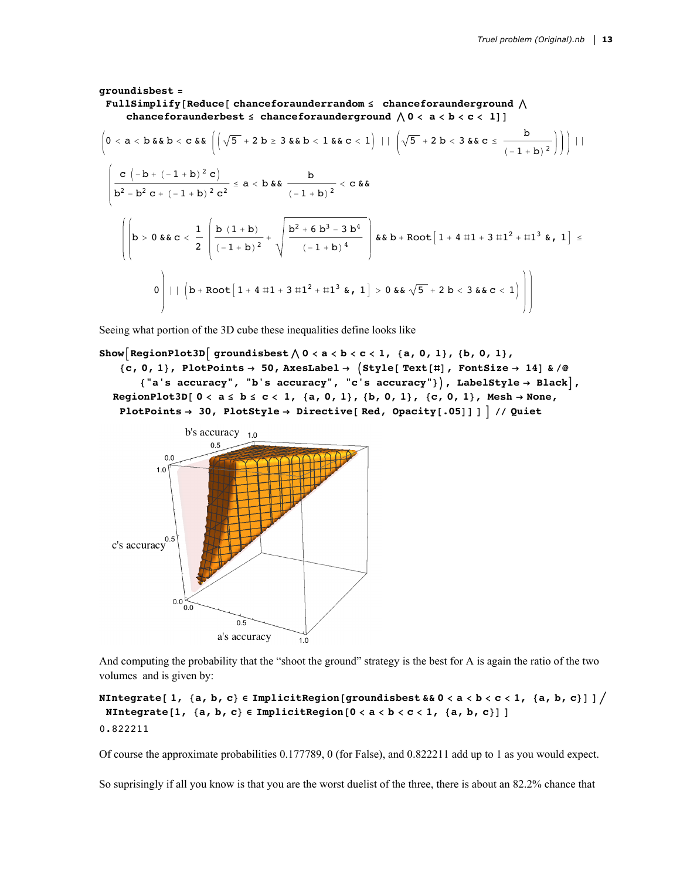```
groundisbest =
 FullSimplify[Reduce[ chanceforaunderrandom ≤ chanceforaunderground ∧
   chanceforaunderbest ≤ chanceforaunderground ∧ 0 < a < b < c < 1]]
```

$$\left(0 < a < b \,\&\&\, b < c \,\&\&\, \left(\left(\sqrt{5} + 2\,b \ge 3 \,\&\&\, b < 1 \,\&\&\, c < 1\right) \,||\, \left(\sqrt{5} + 2\,b < 3 \,\&\&\, c \le \frac{b}{(-1+b)^2}\right)\right)\right) \,||$$

$$\left(\frac{c\,\left(-b + (-1+b)^2\,c\right)}{b^2 - b^2\,c + (-1+b)^2\,c^2} \le a < b \,\&\&\, \frac{b}{(-1+b)^2} < c \,\&\&\right.$$

$$\left(\left(b > 0 \,\&\&\, c < \frac{1}{2}\left(\frac{b\,(1+b)}{(-1+b)^2} + \sqrt{\frac{b^2 + 6\,b^3 - 3\,b^4}{(-1+b)^4}}\right) \,\&\&\, b + \text{Root}\left[1 + 4\,\#1 + 3\,\#1^2 + \#1^3\,\&,\,1\right] \le \right.\right.$$

$$\left.\left. 0\right) \,||\, \left(b + \text{Root}\left[1 + 4\,\#1 + 3\,\#1^2 + \#1^3\,\&,\,1\right] > 0 \,\&\&\, \sqrt{5} + 2\,b < 3 \,\&\&\, c < 1\right)\right)\right)$$

Seeing what portion of the 3D cube these inequalities define looks like

```
Show[RegionPlot3D[ groundisbest ∧ 0 < a < b < c < 1, {a, 0, 1}, {b, 0, 1},
   {c, 0, 1}, PlotPoints → 50, AxesLabel → (Style[ Text[#], FontSize → 14] & /@
      {"a's accuracy", "b's accuracy", "c's accuracy"}), LabelStyle → Black],
  RegionPlot3D[ 0 < a ≤ b ≤ c < 1, {a, 0, 1}, {b, 0, 1}, {c, 0, 1}, Mesh → None,
   PlotPoints → 30, PlotStyle → Directive[ Red, Opacity[.05]] ] ] // Quiet
```

And computing the probability that the "shoot the ground" strategy is the best for A is again the ratio of the two volumes and is given by:

```
NIntegrate[ 1, {a, b, c} ∈ ImplicitRegion[groundisbest && 0 < a < b < c < 1, {a, b, c}] ] /
 NIntegrate[1, {a, b, c} ∈ ImplicitRegion[0 < a < b < c < 1, {a, b, c}] ]
0.822211
```

Of course the approximate probabilities 0.177789, 0 (for False), and 0.822211 add up to 1 as you would expect.

So suprisingly if all you know is that you are the worst duelist of the three, there is about an 82.2% chance that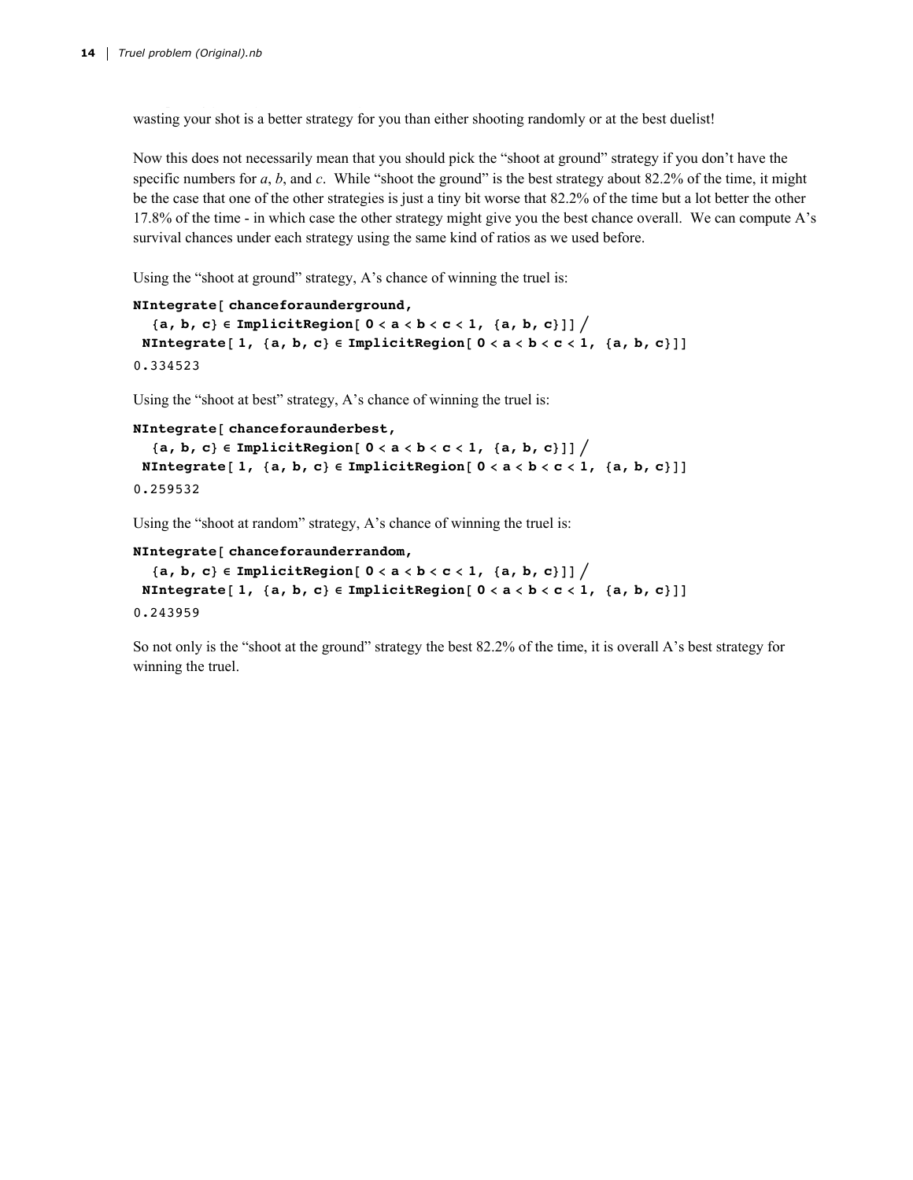wasting your shot is a better strategy for you than either shooting randomly or at the best duelist!

Now this does not necessarily mean that you should pick the "shoot at ground" strategy if you don't have the specific numbers for $a$, $b$, and $c$. While "shoot the ground" is the best strategy about 82.2% of the time, it might be the case that one of the other strategies is just a tiny bit worse that 82.2% of the time but a lot better the other 17.8% of the time - in which case the other strategy might give you the best chance overall. We can compute A's survival chances under each strategy using the same kind of ratios as we used before.

Using the "shoot at ground" strategy, A's chance of winning the truel is:

```
NIntegrate[ chanceforaunderground,
   {a, b, c} ∈ ImplicitRegion[ 0 < a < b < c < 1, {a, b, c}]] /
 NIntegrate[ 1, {a, b, c} ∈ ImplicitRegion[ 0 < a < b < c < 1, {a, b, c}]]
0.334523
```

Using the "shoot at best" strategy, A's chance of winning the truel is:

```
NIntegrate[ chanceforaunderbest,
   {a, b, c} ∈ ImplicitRegion[ 0 < a < b < c < 1, {a, b, c}]] /
 NIntegrate[ 1, {a, b, c} ∈ ImplicitRegion[ 0 < a < b < c < 1, {a, b, c}]]
0.259532
```

Using the "shoot at random" strategy, A's chance of winning the truel is:

```
NIntegrate[ chanceforaunderrandom,
   {a, b, c} ∈ ImplicitRegion[ 0 < a < b < c < 1, {a, b, c}]] /
 NIntegrate[ 1, {a, b, c} ∈ ImplicitRegion[ 0 < a < b < c < 1, {a, b, c}]]
0.243959
```

So not only is the "shoot at the ground" strategy the best 82.2% of the time, it is overall A's best strategy for winning the truel.